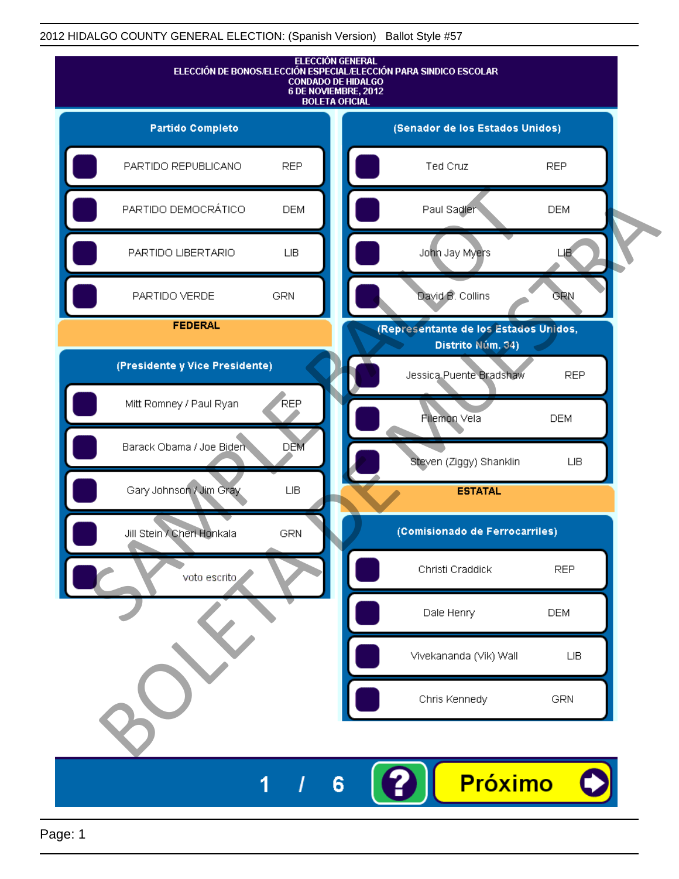2012 HIDALGO COUNTY GENERAL ELECTION: (Spanish Version) Ballot Style #57

# ELECCIÓN GENERAL
## ELECCIÓN DE BONOS/ELECCIÓN ESPECIAL/ELECCIÓN PARA SINDICO ESCOLAR
## CONDADO DE HIDALGO
## 6 DE NOVIEMBRE, 2012
## BOLETA OFICIAL

### Partido Completo

| Opción | Partido |
|---|---|
| PARTIDO REPUBLICANO | REP |
| PARTIDO DEMOCRÁTICO | DEM |
| PARTIDO LIBERTARIO | LIB |
| PARTIDO VERDE | GRN |

## FEDERAL

### (Presidente y Vice Presidente)

| Candidato | Partido |
|---|---|
| Mitt Romney / Paul Ryan | REP |
| Barack Obama / Joe Biden | DEM |
| Gary Johnson / Jim Gray | LIB |
| Jill Stein / Cheri Honkala | GRN |
| voto escrito | |

### (Senador de los Estados Unidos)

| Candidato | Partido |
|---|---|
| Ted Cruz | REP |
| Paul Sadler | DEM |
| John Jay Myers | LIB |
| David B. Collins | GRN |

### (Representante de los Estados Unidos, Distrito Núm. 34)

| Candidato | Partido |
|---|---|
| Jessica Puente Bradshaw | REP |
| Filemon Vela | DEM |
| Steven (Ziggy) Shanklin | LIB |

## ESTATAL

### (Comisionado de Ferrocarriles)

| Candidato | Partido |
|---|---|
| Christi Craddick | REP |
| Dale Henry | DEM |
| Vivekananda (Vik) Wall | LIB |
| Chris Kennedy | GRN |

SAMPLE BALLOT
BOLETA DE MUESTRA

1 / 6

?

Próximo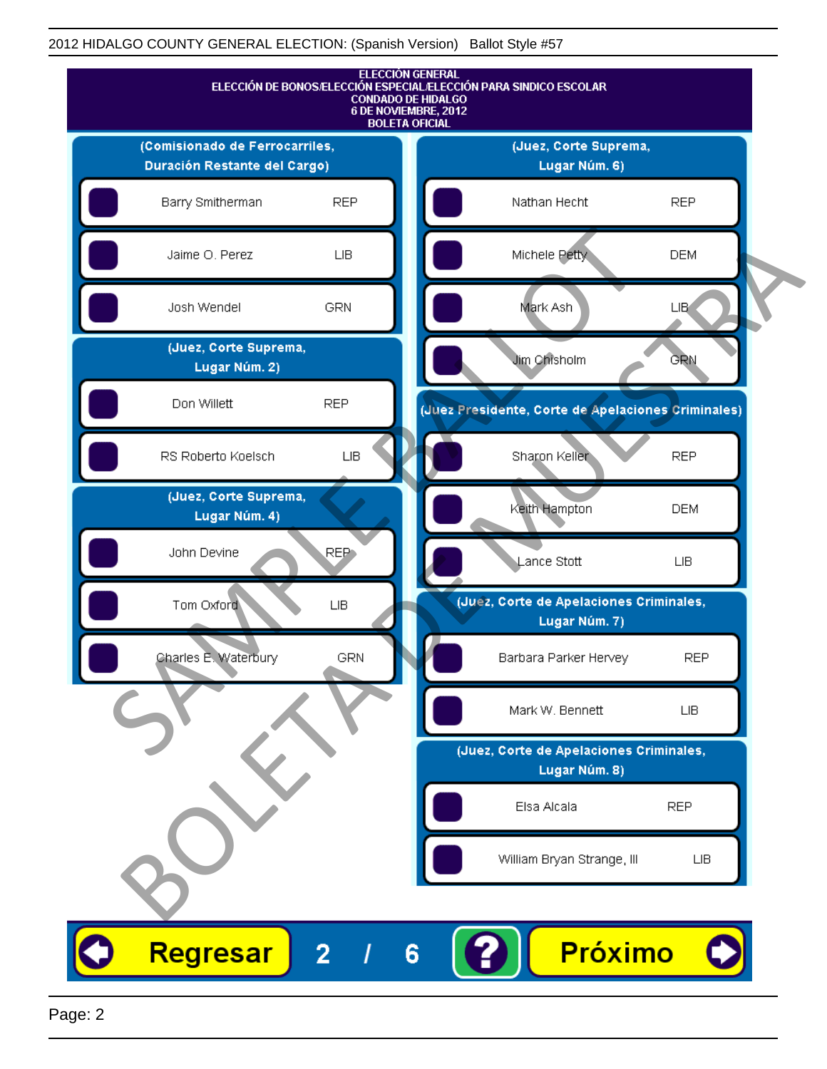2012 HIDALGO COUNTY GENERAL ELECTION: (Spanish Version) Ballot Style #57

# ELECCIÓN GENERAL
## ELECCIÓN DE BONOS/ELECCIÓN ESPECIAL/ELECCIÓN PARA SINDICO ESCOLAR
## CONDADO DE HIDALGO
## 6 DE NOVIEMBRE, 2012
## BOLETA OFICIAL

### (Comisionado de Ferrocarriles, Duración Restante del Cargo)

| Candidato | Partido |
|---|---|
| Barry Smitherman | REP |
| Jaime O. Perez | LIB |
| Josh Wendel | GRN |

### (Juez, Corte Suprema, Lugar Núm. 2)

| Candidato | Partido |
|---|---|
| Don Willett | REP |
| RS Roberto Koelsch | LIB |

### (Juez, Corte Suprema, Lugar Núm. 4)

| Candidato | Partido |
|---|---|
| John Devine | REP |
| Tom Oxford | LIB |
| Charles E. Waterbury | GRN |

### (Juez, Corte Suprema, Lugar Núm. 6)

| Candidato | Partido |
|---|---|
| Nathan Hecht | REP |
| Michele Petty | DEM |
| Mark Ash | LIB |
| Jim Chisholm | GRN |

### (Juez Presidente, Corte de Apelaciones Criminales)

| Candidato | Partido |
|---|---|
| Sharon Keller | REP |
| Keith Hampton | DEM |
| Lance Stott | LIB |

### (Juez, Corte de Apelaciones Criminales, Lugar Núm. 7)

| Candidato | Partido |
|---|---|
| Barbara Parker Hervey | REP |
| Mark W. Bennett | LIB |

### (Juez, Corte de Apelaciones Criminales, Lugar Núm. 8)

| Candidato | Partido |
|---|---|
| Elsa Alcala | REP |
| William Bryan Strange, III | LIB |

SAMPLE BALLOT / BOLETA DE MUESTRA

Regresar | 2 / 6 | ? | Próximo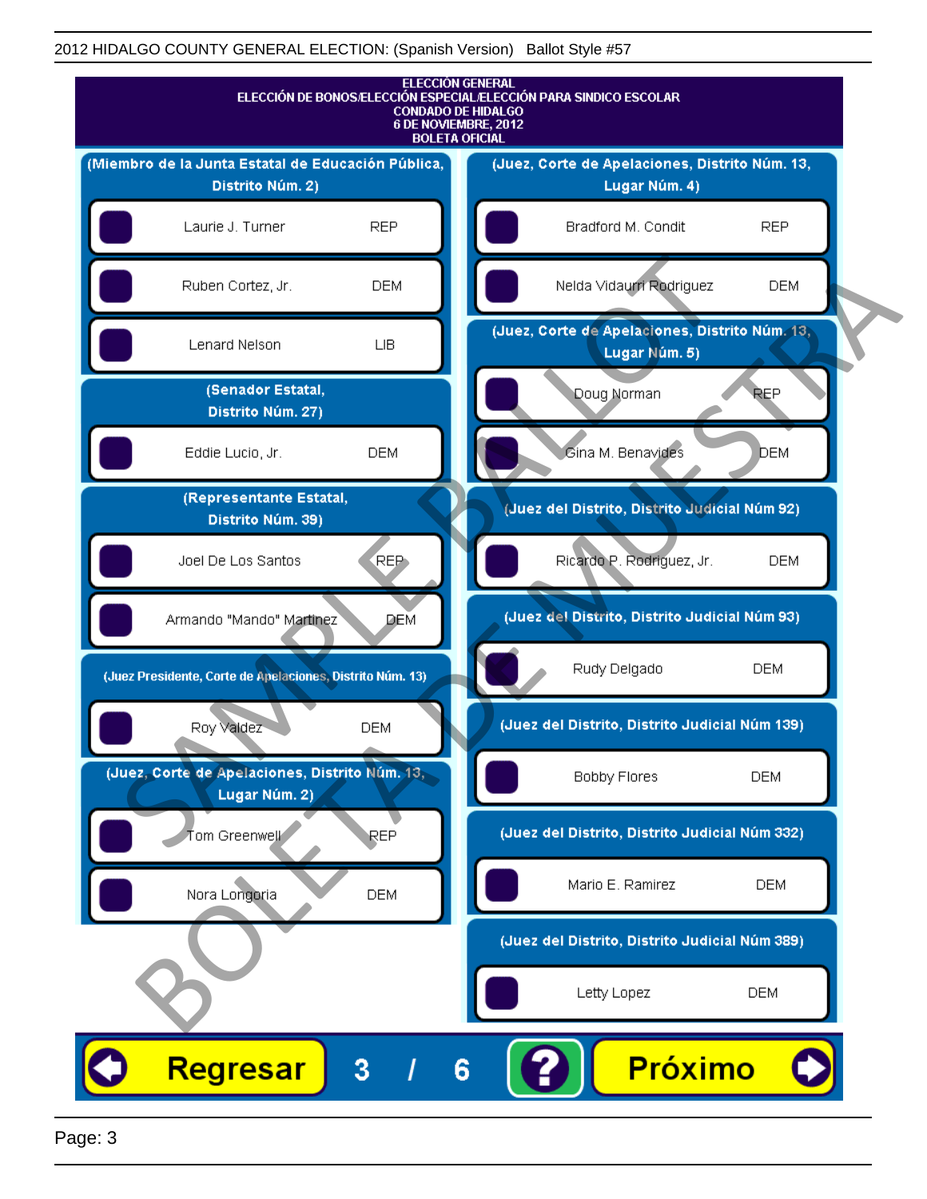2012 HIDALGO COUNTY GENERAL ELECTION: (Spanish Version) Ballot Style #57

# ELECCIÓN GENERAL
## ELECCIÓN DE BONOS/ELECCIÓN ESPECIAL/ELECCIÓN PARA SINDICO ESCOLAR
### CONDADO DE HIDALGO
### 6 DE NOVIEMBRE, 2012
### BOLETA OFICIAL

**(Miembro de la Junta Estatal de Educación Pública, Distrito Núm. 2)**

- Laurie J. Turner — REP
- Ruben Cortez, Jr. — DEM
- Lenard Nelson — LIB

**(Senador Estatal, Distrito Núm. 27)**

- Eddie Lucio, Jr. — DEM

**(Representante Estatal, Distrito Núm. 39)**

- Joel De Los Santos — REP
- Armando "Mando" Martinez — DEM

**(Juez Presidente, Corte de Apelaciones, Distrito Núm. 13)**

- Roy Valdez — DEM

**(Juez, Corte de Apelaciones, Distrito Núm. 13, Lugar Núm. 2)**

- Tom Greenwell — REP
- Nora Longoria — DEM

**(Juez, Corte de Apelaciones, Distrito Núm. 13, Lugar Núm. 4)**

- Bradford M. Condit — REP
- Nelda Vidaurri Rodriguez — DEM

**(Juez, Corte de Apelaciones, Distrito Núm. 13, Lugar Núm. 5)**

- Doug Norman — REP
- Gina M. Benavides — DEM

**(Juez del Distrito, Distrito Judicial Núm 92)**

- Ricardo P. Rodriguez, Jr. — DEM

**(Juez del Distrito, Distrito Judicial Núm 93)**

- Rudy Delgado — DEM

**(Juez del Distrito, Distrito Judicial Núm 139)**

- Bobby Flores — DEM

**(Juez del Distrito, Distrito Judicial Núm 332)**

- Mario E. Ramirez — DEM

**(Juez del Distrito, Distrito Judicial Núm 389)**

- Letty Lopez — DEM

Regresar 3 / 6 ? Próximo

SAMPLE BALLOT / BOLETA DE MUESTRA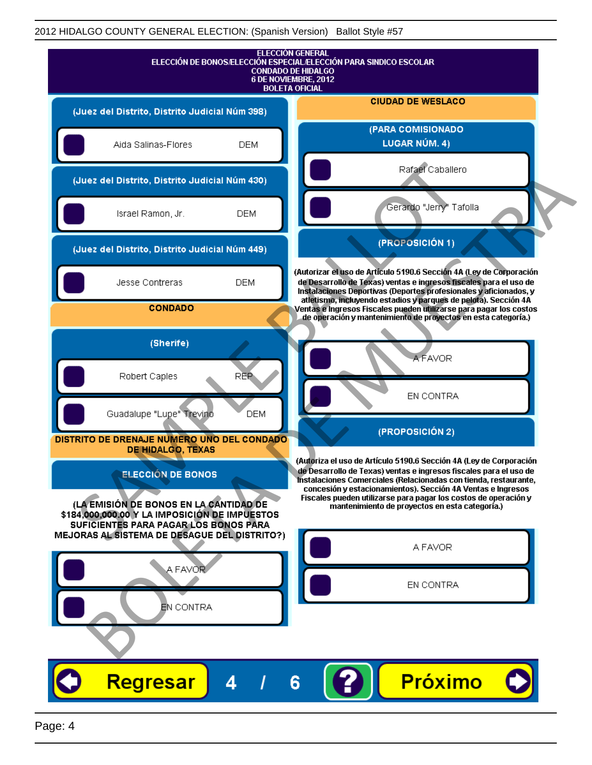## ELECCIÓN GENERAL
## ELECCIÓN DE BONOS/ELECCIÓN ESPECIAL/ELECCIÓN PARA SINDICO ESCOLAR
## CONDADO DE HIDALGO
## 6 DE NOVIEMBRE, 2012
## BOLETA OFICIAL

### (Juez del Distrito, Distrito Judicial Núm 398)

- Aida Salinas-Flores — DEM

### (Juez del Distrito, Distrito Judicial Núm 430)

- Israel Ramon, Jr. — DEM

### (Juez del Distrito, Distrito Judicial Núm 449)

- Jesse Contreras — DEM

## CONDADO

### (Sherife)

- Robert Caples — REP
- Guadalupe "Lupe" Trevino — DEM

## DISTRITO DE DRENAJE NUMERO UNO DEL CONDADO DE HIDALGO, TEXAS

### ELECCIÓN DE BONOS

**(LA EMISIÓN DE BONOS EN LA CANTIDAD DE $184,000,000.00 Y LA IMPOSICIÓN DE IMPUESTOS SUFICIENTES PARA PAGAR LOS BONOS PARA MEJORAS AL SISTEMA DE DESAGUE DEL DISTRITO?)**

- A FAVOR
- EN CONTRA

## CIUDAD DE WESLACO

### (PARA COMISIONADO LUGAR NÚM. 4)

- Rafael Caballero
- Gerardo "Jerry" Tafolla

### (PROPOSICIÓN 1)

**(Autorizar el uso de Artículo 5190.6 Sección 4A (Ley de Corporación de Desarrollo de Texas) ventas e ingresos fiscales para el uso de Instalaciones Deportivas (Deportes profesionales y aficionados, y atletismo, incluyendo estadios y parques de pelota). Sección 4A Ventas e Ingresos Fiscales pueden utilizarse para pagar los costos de operación y mantenimiento de proyectos en esta categoría.)**

- A FAVOR
- EN CONTRA

### (PROPOSICIÓN 2)

**(Autoriza el uso de Artículo 5190.6 Sección 4A (Ley de Corporación de Desarrollo de Texas) ventas e ingresos fiscales para el uso de Instalaciones Comerciales (Relacionadas con tienda, restaurante, concesión y estacionamientos). Sección 4A Ventas e Ingresos Fiscales pueden utilizarse para pagar los costos de operación y mantenimiento de proyectos en esta categoría.)**

- A FAVOR
- EN CONTRA

Regresar | 4 / 6 | ? | Próximo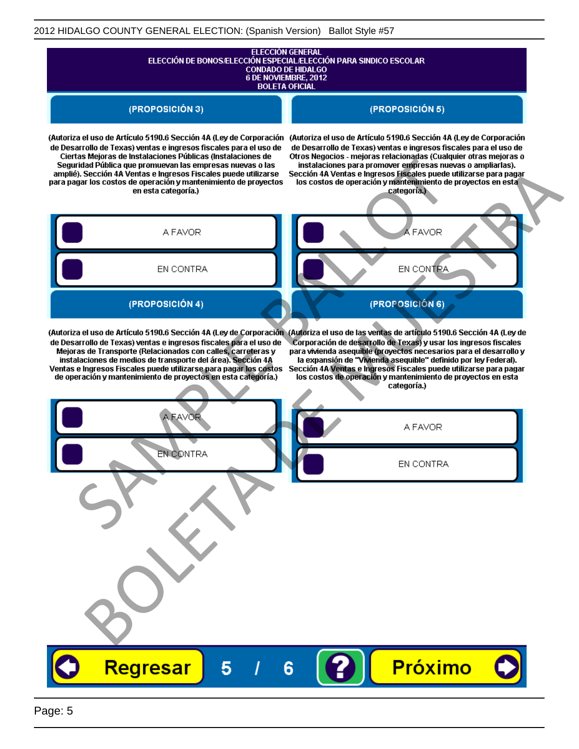ELECCIÓN GENERAL
ELECCIÓN DE BONOS/ELECCIÓN ESPECIAL/ELECCIÓN PARA SINDICO ESCOLAR
CONDADO DE HIDALGO
6 DE NOVIEMBRE, 2012
BOLETA OFICIAL

## (PROPOSICIÓN 3)

(Autoriza el uso de Artículo 5190.6 Sección 4A (Ley de Corporación de Desarrollo de Texas) ventas e ingresos fiscales para el uso de Ciertas Mejoras de Instalaciones Públicas (Instalaciones de Seguridad Pública que promuevan las empresas nuevas o las amplié). Sección 4A Ventas e Ingresos Fiscales puede utilizarse para pagar los costos de operación y mantenimiento de proyectos en esta categoría.)

- A FAVOR
- EN CONTRA

## (PROPOSICIÓN 4)

(Autoriza el uso de Artículo 5190.6 Sección 4A (Ley de Corporación de Desarrollo de Texas) ventas e ingresos fiscales para el uso de Mejoras de Transporte (Relacionados con calles, carreteras y instalaciones de medios de transporte del área). Sección 4A Ventas e Ingresos Fiscales puede utilizarse para pagar los costos de operación y mantenimiento de proyectos en esta categoría.)

- A FAVOR
- EN CONTRA

## (PROPOSICIÓN 5)

(Autoriza el uso de Artículo 5190.6 Sección 4A (Ley de Corporación de Desarrollo de Texas) ventas e ingresos fiscales para el uso de Otros Negocios - mejoras relacionadas (Cualquier otras mejoras o instalaciones para promover empresas nuevas o ampliarlas). Sección 4A Ventas e Ingresos Fiscales puede utilizarse para pagar los costos de operación y mantenimiento de proyectos en esta categoría.)

- A FAVOR
- EN CONTRA

## (PROPOSICIÓN 6)

(Autoriza el uso de las ventas de artículo 5190.6 Sección 4A (Ley de Corporación de desarrollo de Texas) y usar los ingresos fiscales para vivienda asequible (proyectos necesarios para el desarrollo y la expansión de "Vivienda asequible" definido por ley Federal). Sección 4A Ventas e Ingresos Fiscales puede utilizarse para pagar los costos de operación y mantenimiento de proyectos en esta categoría.)

- A FAVOR
- EN CONTRA

Regresar 5 / 6 ? Próximo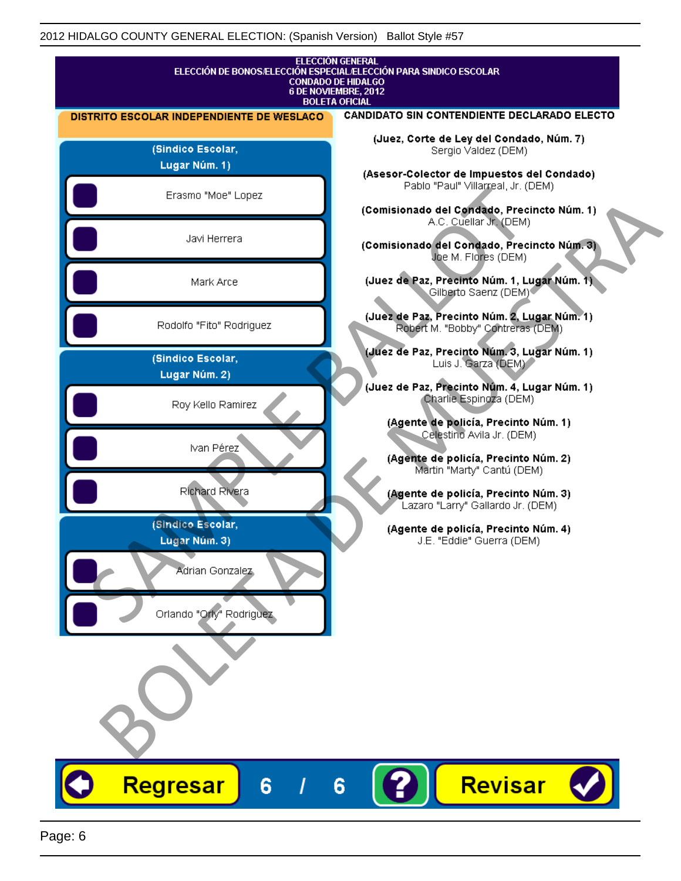2012 HIDALGO COUNTY GENERAL ELECTION: (Spanish Version) Ballot Style #57

ELECCIÓN GENERAL
ELECCIÓN DE BONOS/ELECCIÓN ESPECIAL/ELECCIÓN PARA SINDICO ESCOLAR
CONDADO DE HIDALGO
6 DE NOVIEMBRE, 2012
BOLETA OFICIAL

**DISTRITO ESCOLAR INDEPENDIENTE DE WESLACO**

**(Sindico Escolar, Lugar Núm. 1)**

- Erasmo "Moe" Lopez
- Javi Herrera
- Mark Arce
- Rodolfo "Fito" Rodriguez

**(Sindico Escolar, Lugar Núm. 2)**

- Roy Kello Ramirez
- Ivan Pérez
- Richard Rivera

**(Sindico Escolar, Lugar Núm. 3)**

- Adrian Gonzalez
- Orlando "Orly" Rodriguez

**CANDIDATO SIN CONTENDIENTE DECLARADO ELECTO**

**(Juez, Corte de Ley del Condado, Núm. 7)**
Sergio Valdez (DEM)

**(Asesor-Colector de Impuestos del Condado)**
Pablo "Paul" Villarreal, Jr. (DEM)

**(Comisionado del Condado, Precincto Núm. 1)**
A.C. Cuellar Jr. (DEM)

**(Comisionado del Condado, Precincto Núm. 3)**
Joe M. Flores (DEM)

**(Juez de Paz, Precinto Núm. 1, Lugar Núm. 1)**
Gilberto Saenz (DEM)

**(Juez de Paz, Precinto Núm. 2, Lugar Núm. 1)**
Robert M. "Bobby" Contreras (DEM)

**(Juez de Paz, Precinto Núm. 3, Lugar Núm. 1)**
Luis J. Garza (DEM)

**(Juez de Paz, Precinto Núm. 4, Lugar Núm. 1)**
Charlie Espinoza (DEM)

**(Agente de policía, Precinto Núm. 1)**
Celestino Avila Jr. (DEM)

**(Agente de policía, Precinto Núm. 2)**
Martin "Marty" Cantú (DEM)

**(Agente de policía, Precinto Núm. 3)**
Lazaro "Larry" Gallardo Jr. (DEM)

**(Agente de policía, Precinto Núm. 4)**
J.E. "Eddie" Guerra (DEM)

SAMPLE BALLOT — BOLETA DE MUESTRA

Regresar 6 / 6 ? Revisar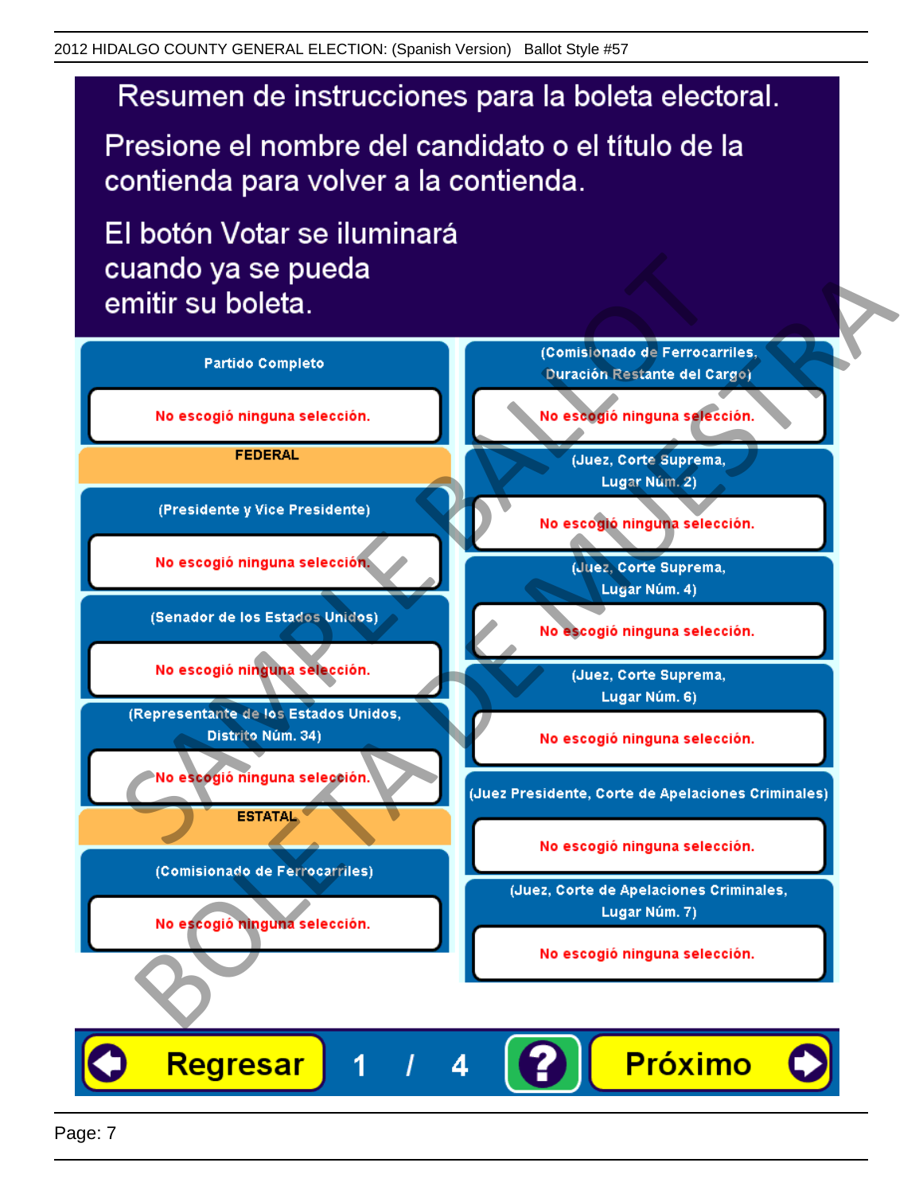# Resumen de instrucciones para la boleta electoral.

Presione el nombre del candidato o el título de la contienda para volver a la contienda.

El botón Votar se iluminará cuando ya se pueda emitir su boleta.

**Partido Completo**

No escogió ninguna selección.

**FEDERAL**

**(Presidente y Vice Presidente)**

No escogió ninguna selección.

**(Senador de los Estados Unidos)**

No escogió ninguna selección.

**(Representante de los Estados Unidos, Distrito Núm. 34)**

No escogió ninguna selección.

**ESTATAL**

**(Comisionado de Ferrocarriles)**

No escogió ninguna selección.

**(Comisionado de Ferrocarriles, Duración Restante del Cargo)**

No escogió ninguna selección.

**(Juez, Corte Suprema, Lugar Núm. 2)**

No escogió ninguna selección.

**(Juez, Corte Suprema, Lugar Núm. 4)**

No escogió ninguna selección.

**(Juez, Corte Suprema, Lugar Núm. 6)**

No escogió ninguna selección.

**(Juez Presidente, Corte de Apelaciones Criminales)**

No escogió ninguna selección.

**(Juez, Corte de Apelaciones Criminales, Lugar Núm. 7)**

No escogió ninguna selección.

Regresar 1 / 4 ? Próximo

SAMPLE BALLOT BOLETA DE MUESTRA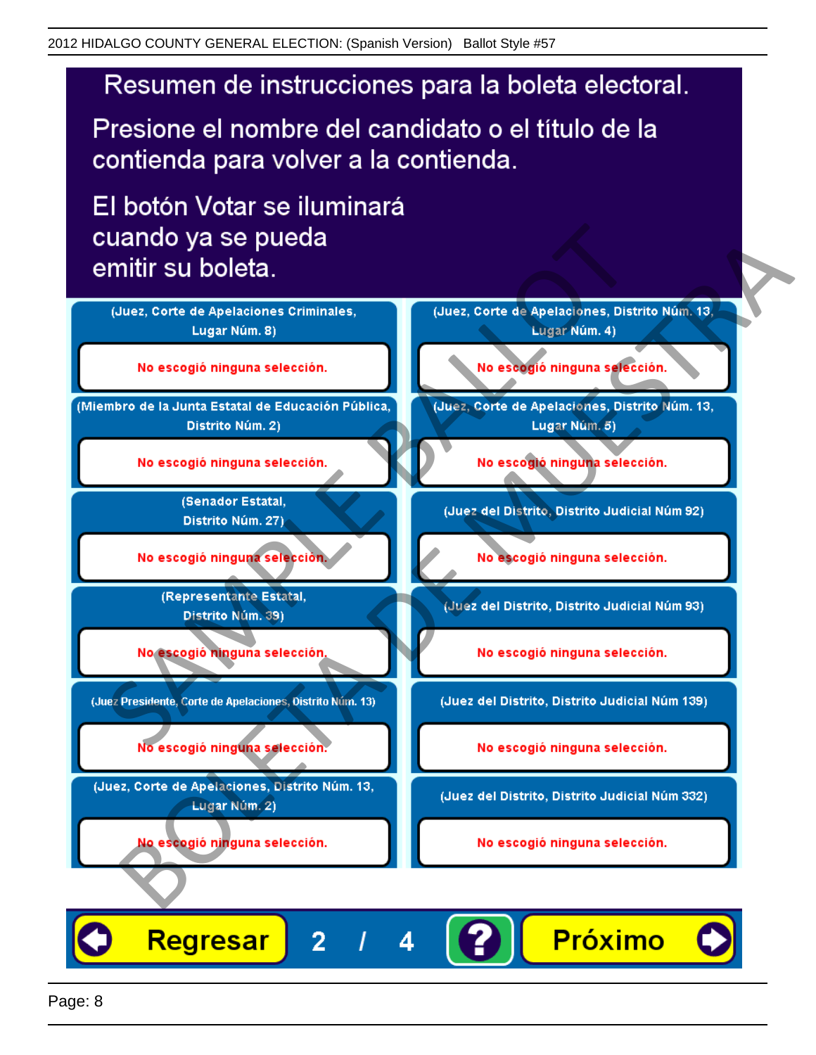# Resumen de instrucciones para la boleta electoral.

Presione el nombre del candidato o el título de la contienda para volver a la contienda.

El botón Votar se iluminará cuando ya se pueda emitir su boleta.

| Contienda | Selección |
| --- | --- |
| (Juez, Corte de Apelaciones Criminales, Lugar Núm. 8) | No escogió ninguna selección. |
| (Miembro de la Junta Estatal de Educación Pública, Distrito Núm. 2) | No escogió ninguna selección. |
| (Senador Estatal, Distrito Núm. 27) | No escogió ninguna selección. |
| (Representante Estatal, Distrito Núm. 39) | No escogió ninguna selección. |
| (Juez Presidente, Corte de Apelaciones, Distrito Núm. 13) | No escogió ninguna selección. |
| (Juez, Corte de Apelaciones, Distrito Núm. 13, Lugar Núm. 2) | No escogió ninguna selección. |
| (Juez, Corte de Apelaciones, Distrito Núm. 13, Lugar Núm. 4) | No escogió ninguna selección. |
| (Juez, Corte de Apelaciones, Distrito Núm. 13, Lugar Núm. 5) | No escogió ninguna selección. |
| (Juez del Distrito, Distrito Judicial Núm 92) | No escogió ninguna selección. |
| (Juez del Distrito, Distrito Judicial Núm 93) | No escogió ninguna selección. |
| (Juez del Distrito, Distrito Judicial Núm 139) | No escogió ninguna selección. |
| (Juez del Distrito, Distrito Judicial Núm 332) | No escogió ninguna selección. |

Regresar 2 / 4 ? Próximo

SAMPLE BALLOT BOLETA DE MUESTRA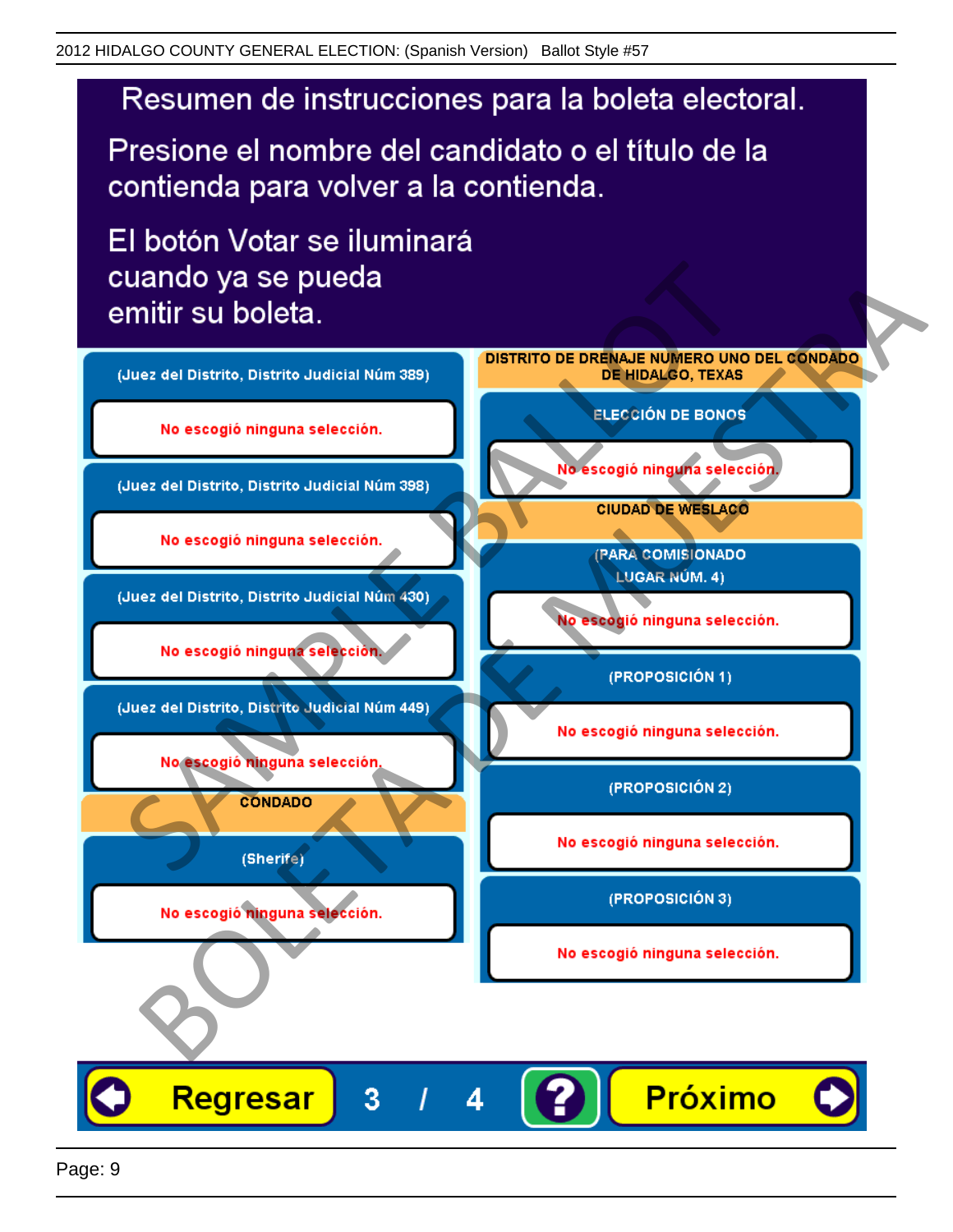# Resumen de instrucciones para la boleta electoral.

Presione el nombre del candidato o el título de la contienda para volver a la contienda.

El botón Votar se iluminará cuando ya se pueda emitir su boleta.

**(Juez del Distrito, Distrito Judicial Núm 389)**

No escogió ninguna selección.

**(Juez del Distrito, Distrito Judicial Núm 398)**

No escogió ninguna selección.

**(Juez del Distrito, Distrito Judicial Núm 430)**

No escogió ninguna selección.

**(Juez del Distrito, Distrito Judicial Núm 449)**

No escogió ninguna selección.

**CONDADO**

**(Sherife)**

No escogió ninguna selección.

**DISTRITO DE DRENAJE NUMERO UNO DEL CONDADO DE HIDALGO, TEXAS**

**ELECCIÓN DE BONOS**

No escogió ninguna selección.

**CIUDAD DE WESLACO**

**(PARA COMISIONADO LUGAR NÚM. 4)**

No escogió ninguna selección.

**(PROPOSICIÓN 1)**

No escogió ninguna selección.

**(PROPOSICIÓN 2)**

No escogió ninguna selección.

**(PROPOSICIÓN 3)**

No escogió ninguna selección.

Regresar | 3 / 4 | ? | Próximo

SAMPLE BALLOT
BOLETA DE MUESTRA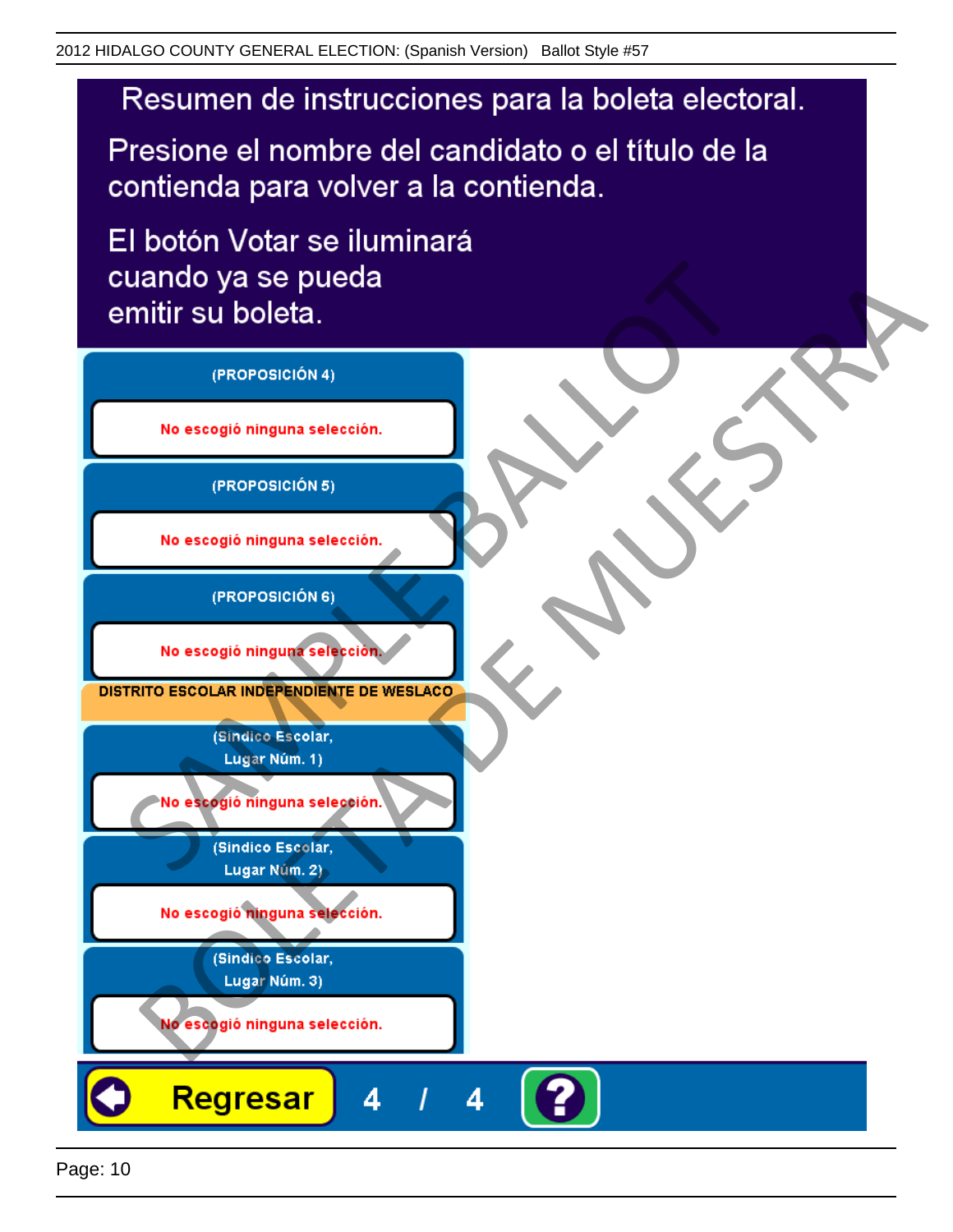# Resumen de instrucciones para la boleta electoral.

Presione el nombre del candidato o el título de la contienda para volver a la contienda.

El botón Votar se iluminará cuando ya se pueda emitir su boleta.

(PROPOSICIÓN 4)

No escogió ninguna selección.

(PROPOSICIÓN 5)

No escogió ninguna selección.

(PROPOSICIÓN 6)

No escogió ninguna selección.

**DISTRITO ESCOLAR INDEPENDIENTE DE WESLACO**

(Sindico Escolar, Lugar Núm. 1)

No escogió ninguna selección.

(Sindico Escolar, Lugar Núm. 2)

No escogió ninguna selección.

(Sindico Escolar, Lugar Núm. 3)

No escogió ninguna selección.

Regresar 4 / 4 ?

SAMPLE BALLOT BOLETA DE MUESTRA